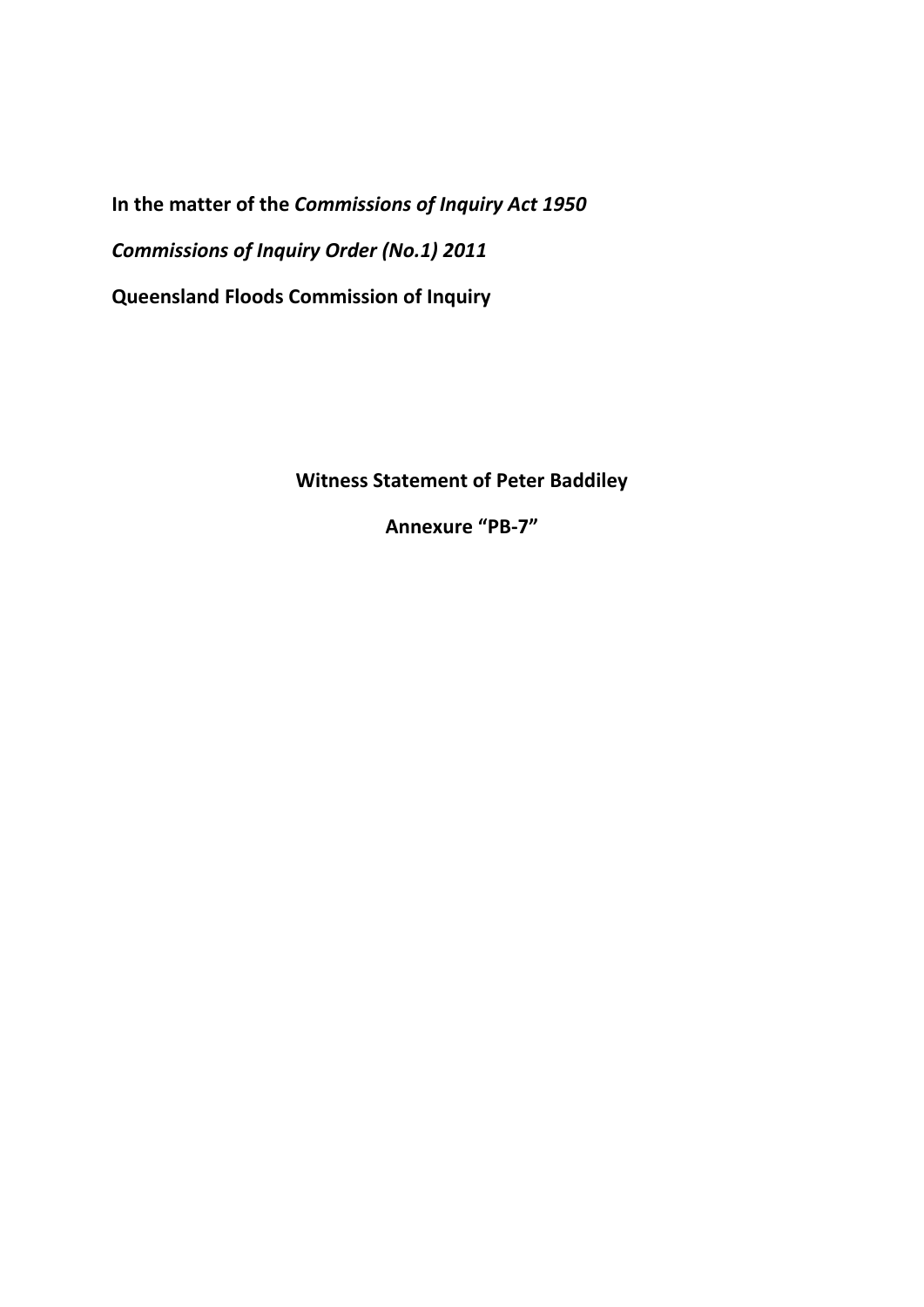**In the matter of the *Commissions of Inquiry Act 1950***

***Commissions of Inquiry Order (No.1) 2011***

**Queensland Floods Commission of Inquiry**

**Witness Statement of Peter Baddiley**

**Annexure "PB-7"**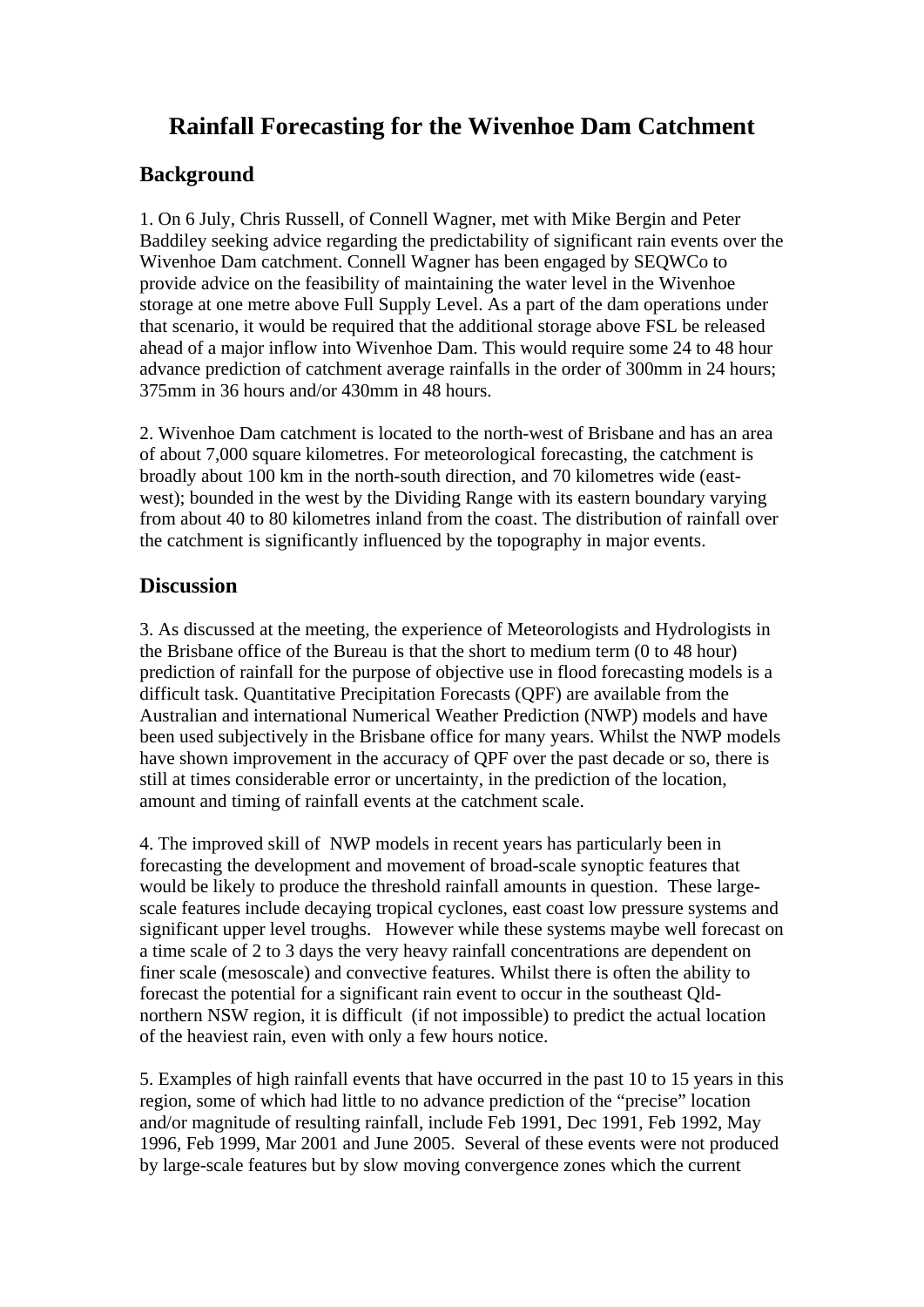# Rainfall Forecasting for the Wivenhoe Dam Catchment

## Background

1. On 6 July, Chris Russell, of Connell Wagner, met with Mike Bergin and Peter Baddiley seeking advice regarding the predictability of significant rain events over the Wivenhoe Dam catchment. Connell Wagner has been engaged by SEQWCo to provide advice on the feasibility of maintaining the water level in the Wivenhoe storage at one metre above Full Supply Level. As a part of the dam operations under that scenario, it would be required that the additional storage above FSL be released ahead of a major inflow into Wivenhoe Dam. This would require some 24 to 48 hour advance prediction of catchment average rainfalls in the order of 300mm in 24 hours; 375mm in 36 hours and/or 430mm in 48 hours.

2. Wivenhoe Dam catchment is located to the north-west of Brisbane and has an area of about 7,000 square kilometres. For meteorological forecasting, the catchment is broadly about 100 km in the north-south direction, and 70 kilometres wide (east-west); bounded in the west by the Dividing Range with its eastern boundary varying from about 40 to 80 kilometres inland from the coast. The distribution of rainfall over the catchment is significantly influenced by the topography in major events.

## Discussion

3. As discussed at the meeting, the experience of Meteorologists and Hydrologists in the Brisbane office of the Bureau is that the short to medium term (0 to 48 hour) prediction of rainfall for the purpose of objective use in flood forecasting models is a difficult task. Quantitative Precipitation Forecasts (QPF) are available from the Australian and international Numerical Weather Prediction (NWP) models and have been used subjectively in the Brisbane office for many years. Whilst the NWP models have shown improvement in the accuracy of QPF over the past decade or so, there is still at times considerable error or uncertainty, in the prediction of the location, amount and timing of rainfall events at the catchment scale.

4. The improved skill of NWP models in recent years has particularly been in forecasting the development and movement of broad-scale synoptic features that would be likely to produce the threshold rainfall amounts in question. These large-scale features include decaying tropical cyclones, east coast low pressure systems and significant upper level troughs. However while these systems maybe well forecast on a time scale of 2 to 3 days the very heavy rainfall concentrations are dependent on finer scale (mesoscale) and convective features. Whilst there is often the ability to forecast the potential for a significant rain event to occur in the southeast Qld-northern NSW region, it is difficult (if not impossible) to predict the actual location of the heaviest rain, even with only a few hours notice.

5. Examples of high rainfall events that have occurred in the past 10 to 15 years in this region, some of which had little to no advance prediction of the "precise" location and/or magnitude of resulting rainfall, include Feb 1991, Dec 1991, Feb 1992, May 1996, Feb 1999, Mar 2001 and June 2005. Several of these events were not produced by large-scale features but by slow moving convergence zones which the current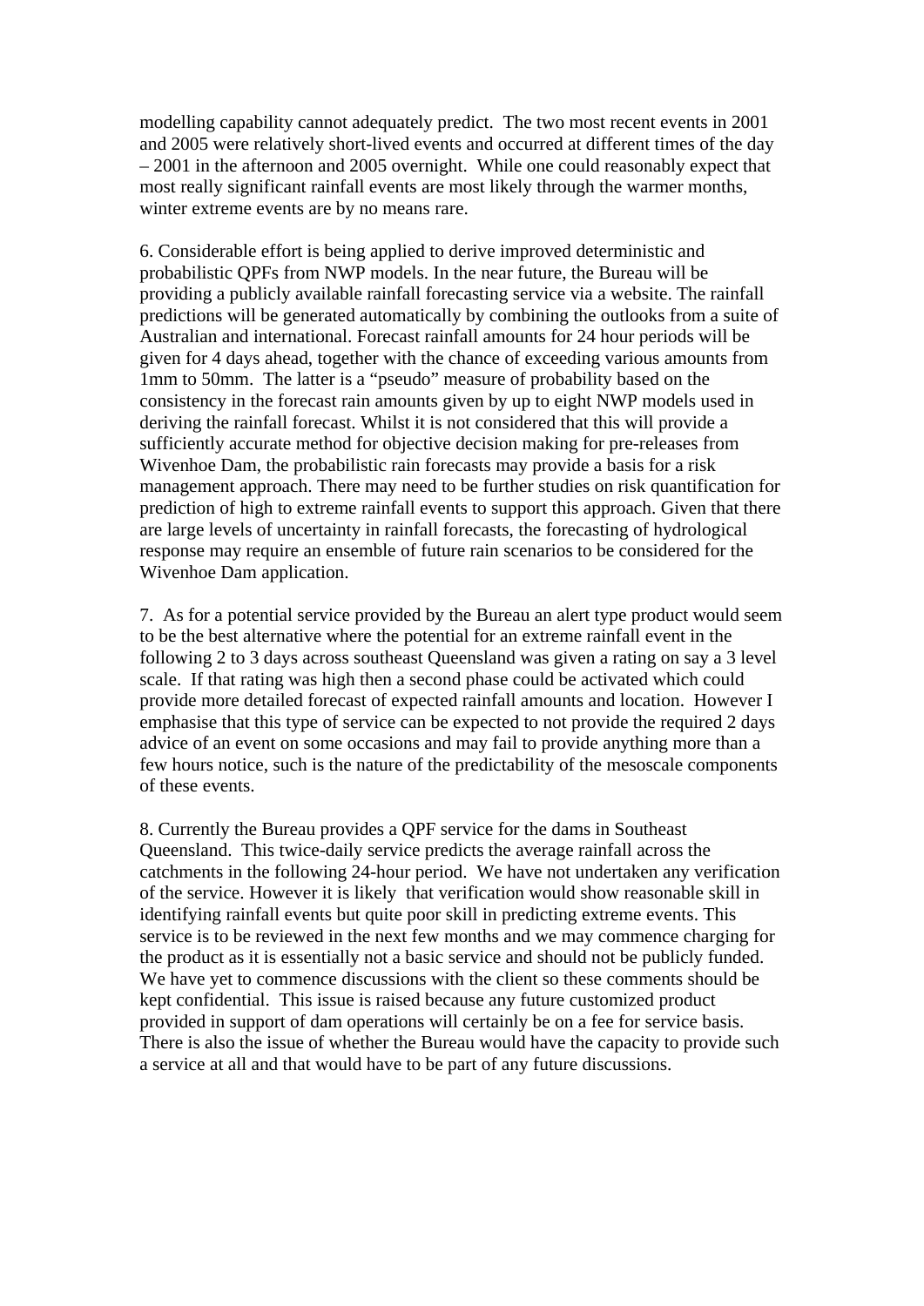modelling capability cannot adequately predict. The two most recent events in 2001 and 2005 were relatively short-lived events and occurred at different times of the day – 2001 in the afternoon and 2005 overnight. While one could reasonably expect that most really significant rainfall events are most likely through the warmer months, winter extreme events are by no means rare.

6. Considerable effort is being applied to derive improved deterministic and probabilistic QPFs from NWP models. In the near future, the Bureau will be providing a publicly available rainfall forecasting service via a website. The rainfall predictions will be generated automatically by combining the outlooks from a suite of Australian and international. Forecast rainfall amounts for 24 hour periods will be given for 4 days ahead, together with the chance of exceeding various amounts from 1mm to 50mm. The latter is a "pseudo" measure of probability based on the consistency in the forecast rain amounts given by up to eight NWP models used in deriving the rainfall forecast. Whilst it is not considered that this will provide a sufficiently accurate method for objective decision making for pre-releases from Wivenhoe Dam, the probabilistic rain forecasts may provide a basis for a risk management approach. There may need to be further studies on risk quantification for prediction of high to extreme rainfall events to support this approach. Given that there are large levels of uncertainty in rainfall forecasts, the forecasting of hydrological response may require an ensemble of future rain scenarios to be considered for the Wivenhoe Dam application.

7. As for a potential service provided by the Bureau an alert type product would seem to be the best alternative where the potential for an extreme rainfall event in the following 2 to 3 days across southeast Queensland was given a rating on say a 3 level scale. If that rating was high then a second phase could be activated which could provide more detailed forecast of expected rainfall amounts and location. However I emphasise that this type of service can be expected to not provide the required 2 days advice of an event on some occasions and may fail to provide anything more than a few hours notice, such is the nature of the predictability of the mesoscale components of these events.

8. Currently the Bureau provides a QPF service for the dams in Southeast Queensland. This twice-daily service predicts the average rainfall across the catchments in the following 24-hour period. We have not undertaken any verification of the service. However it is likely that verification would show reasonable skill in identifying rainfall events but quite poor skill in predicting extreme events. This service is to be reviewed in the next few months and we may commence charging for the product as it is essentially not a basic service and should not be publicly funded. We have yet to commence discussions with the client so these comments should be kept confidential. This issue is raised because any future customized product provided in support of dam operations will certainly be on a fee for service basis. There is also the issue of whether the Bureau would have the capacity to provide such a service at all and that would have to be part of any future discussions.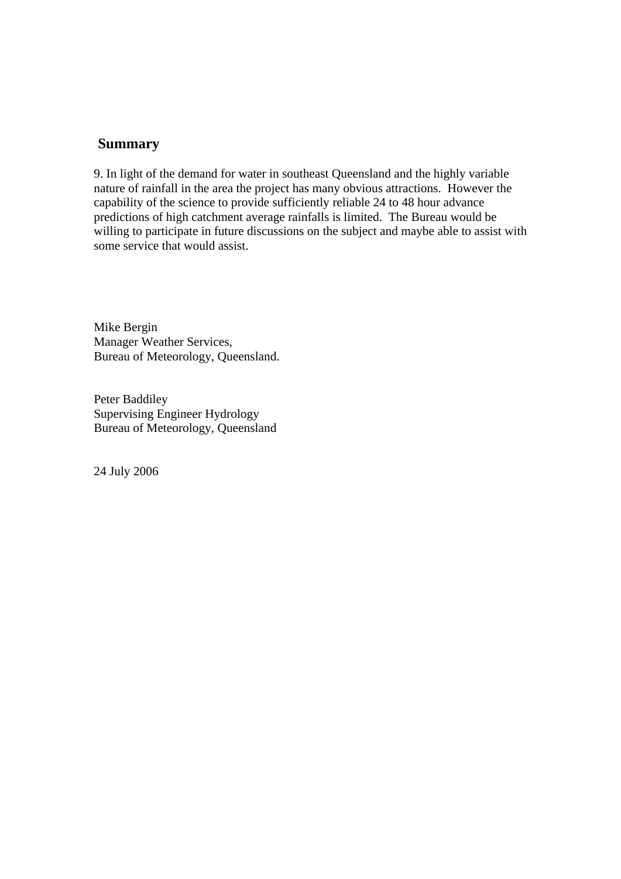## Summary

9. In light of the demand for water in southeast Queensland and the highly variable nature of rainfall in the area the project has many obvious attractions. However the capability of the science to provide sufficiently reliable 24 to 48 hour advance predictions of high catchment average rainfalls is limited. The Bureau would be willing to participate in future discussions on the subject and maybe able to assist with some service that would assist.

Mike Bergin
Manager Weather Services,
Bureau of Meteorology, Queensland.

Peter Baddiley
Supervising Engineer Hydrology
Bureau of Meteorology, Queensland

24 July 2006